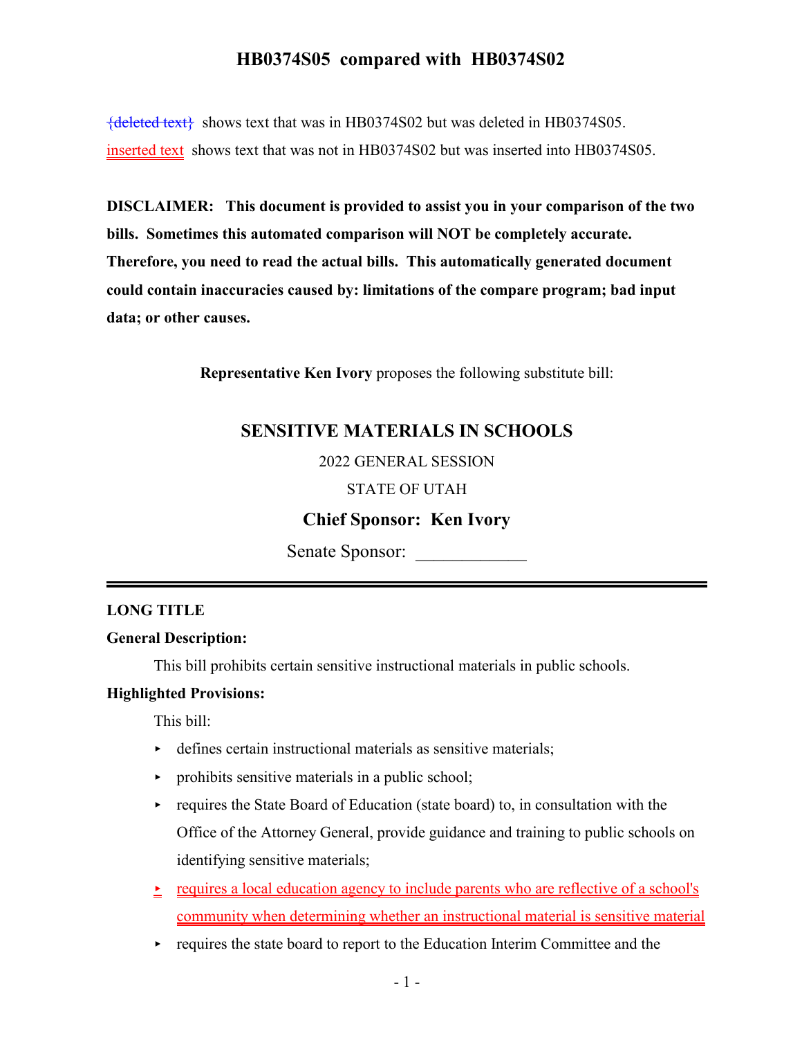# HB0374S05 compared with HB0374S02

{deleted text} shows text that was in HB0374S02 but was deleted in HB0374S05.

inserted text shows text that was not in HB0374S02 but was inserted into HB0374S05.

**DISCLAIMER: This document is provided to assist you in your comparison of the two bills. Sometimes this automated comparison will NOT be completely accurate. Therefore, you need to read the actual bills. This automatically generated document could contain inaccuracies caused by: limitations of the compare program; bad input data; or other causes.**

**Representative Ken Ivory** proposes the following substitute bill:

## SENSITIVE MATERIALS IN SCHOOLS

2022 GENERAL SESSION

STATE OF UTAH

**Chief Sponsor: Ken Ivory**

Senate Sponsor: ____________

---

**LONG TITLE**

**General Description:**

This bill prohibits certain sensitive instructional materials in public schools.

**Highlighted Provisions:**

This bill:

- ▸ defines certain instructional materials as sensitive materials;
- ▸ prohibits sensitive materials in a public school;
- ▸ requires the State Board of Education (state board) to, in consultation with the Office of the Attorney General, provide guidance and training to public schools on identifying sensitive materials;
- ▸ requires a local education agency to include parents who are reflective of a school's community when determining whether an instructional material is sensitive material
- ▸ requires the state board to report to the Education Interim Committee and the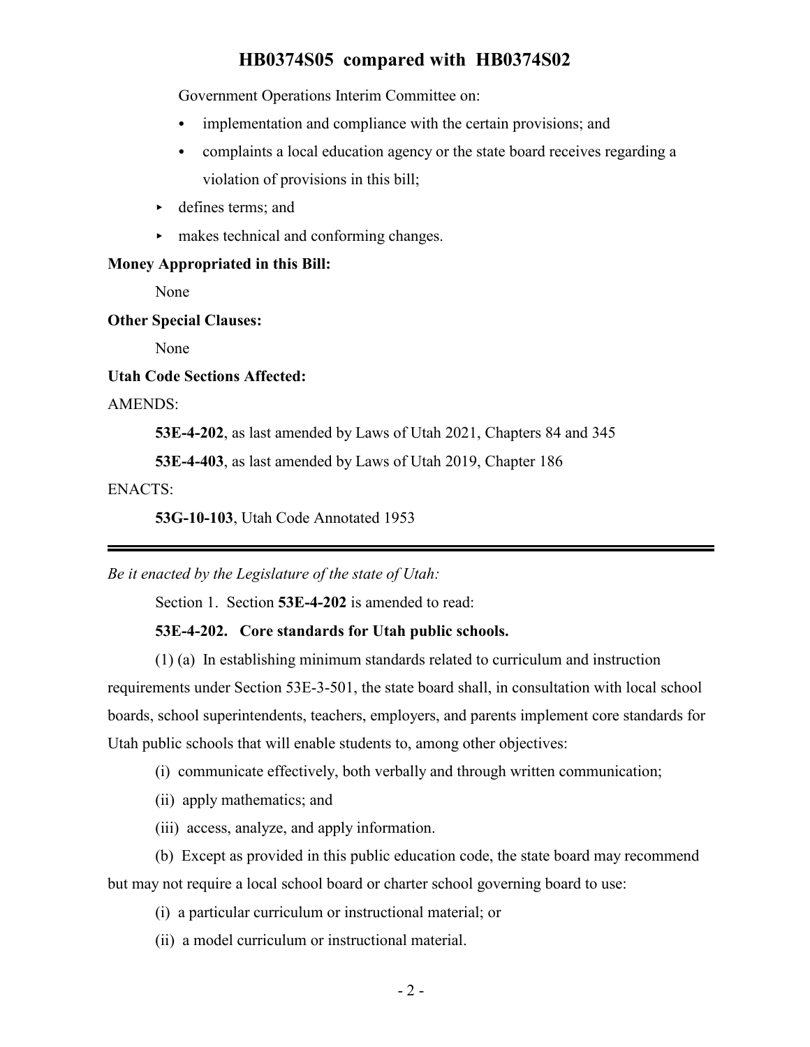Government Operations Interim Committee on:

- implementation and compliance with the certain provisions; and
- complaints a local education agency or the state board receives regarding a violation of provisions in this bill;

▸ defines terms; and

▸ makes technical and conforming changes.

**Money Appropriated in this Bill:**

None

**Other Special Clauses:**

None

**Utah Code Sections Affected:**

AMENDS:

**53E-4-202**, as last amended by Laws of Utah 2021, Chapters 84 and 345

**53E-4-403**, as last amended by Laws of Utah 2019, Chapter 186

ENACTS:

**53G-10-103**, Utah Code Annotated 1953

---

*Be it enacted by the Legislature of the state of Utah:*

Section 1. Section **53E-4-202** is amended to read:

**53E-4-202. Core standards for Utah public schools.**

(1) (a) In establishing minimum standards related to curriculum and instruction requirements under Section 53E-3-501, the state board shall, in consultation with local school boards, school superintendents, teachers, employers, and parents implement core standards for Utah public schools that will enable students to, among other objectives:

(i) communicate effectively, both verbally and through written communication;

(ii) apply mathematics; and

(iii) access, analyze, and apply information.

(b) Except as provided in this public education code, the state board may recommend but may not require a local school board or charter school governing board to use:

(i) a particular curriculum or instructional material; or

(ii) a model curriculum or instructional material.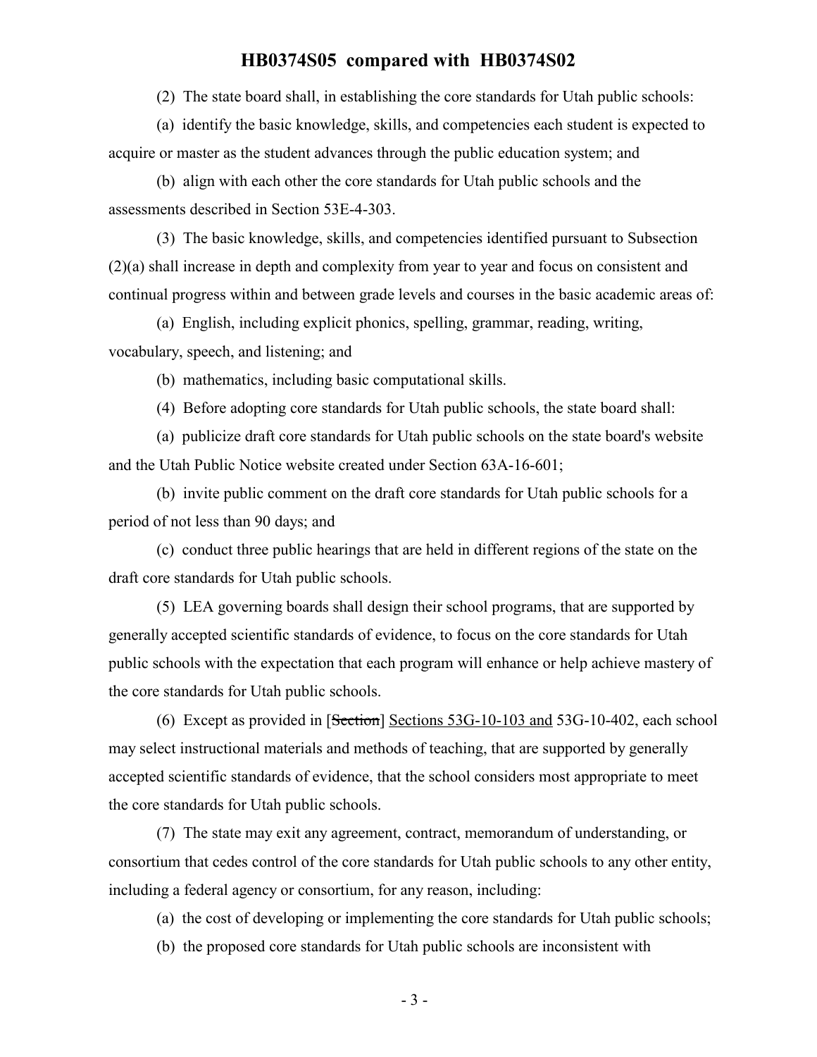(2) The state board shall, in establishing the core standards for Utah public schools:

(a) identify the basic knowledge, skills, and competencies each student is expected to acquire or master as the student advances through the public education system; and

(b) align with each other the core standards for Utah public schools and the assessments described in Section 53E-4-303.

(3) The basic knowledge, skills, and competencies identified pursuant to Subsection (2)(a) shall increase in depth and complexity from year to year and focus on consistent and continual progress within and between grade levels and courses in the basic academic areas of:

(a) English, including explicit phonics, spelling, grammar, reading, writing, vocabulary, speech, and listening; and

(b) mathematics, including basic computational skills.

(4) Before adopting core standards for Utah public schools, the state board shall:

(a) publicize draft core standards for Utah public schools on the state board's website and the Utah Public Notice website created under Section 63A-16-601;

(b) invite public comment on the draft core standards for Utah public schools for a period of not less than 90 days; and

(c) conduct three public hearings that are held in different regions of the state on the draft core standards for Utah public schools.

(5) LEA governing boards shall design their school programs, that are supported by generally accepted scientific standards of evidence, to focus on the core standards for Utah public schools with the expectation that each program will enhance or help achieve mastery of the core standards for Utah public schools.

(6) Except as provided in [~~Section~~] <u>Sections 53G-10-103 and</u> 53G-10-402, each school may select instructional materials and methods of teaching, that are supported by generally accepted scientific standards of evidence, that the school considers most appropriate to meet the core standards for Utah public schools.

(7) The state may exit any agreement, contract, memorandum of understanding, or consortium that cedes control of the core standards for Utah public schools to any other entity, including a federal agency or consortium, for any reason, including:

(a) the cost of developing or implementing the core standards for Utah public schools;

(b) the proposed core standards for Utah public schools are inconsistent with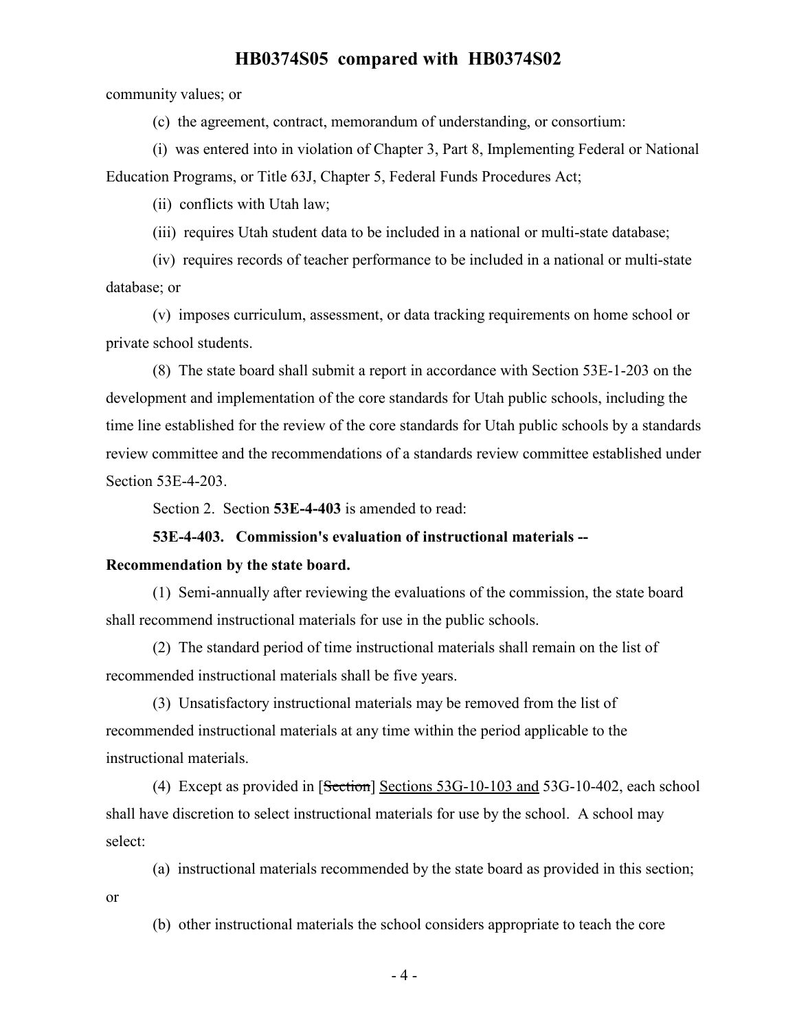community values; or

(c) the agreement, contract, memorandum of understanding, or consortium:

(i) was entered into in violation of Chapter 3, Part 8, Implementing Federal or National Education Programs, or Title 63J, Chapter 5, Federal Funds Procedures Act;

(ii) conflicts with Utah law;

(iii) requires Utah student data to be included in a national or multi-state database;

(iv) requires records of teacher performance to be included in a national or multi-state database; or

(v) imposes curriculum, assessment, or data tracking requirements on home school or private school students.

(8) The state board shall submit a report in accordance with Section 53E-1-203 on the development and implementation of the core standards for Utah public schools, including the time line established for the review of the core standards for Utah public schools by a standards review committee and the recommendations of a standards review committee established under Section 53E-4-203.

Section 2. Section **53E-4-403** is amended to read:

**53E-4-403. Commission's evaluation of instructional materials -- Recommendation by the state board.**

(1) Semi-annually after reviewing the evaluations of the commission, the state board shall recommend instructional materials for use in the public schools.

(2) The standard period of time instructional materials shall remain on the list of recommended instructional materials shall be five years.

(3) Unsatisfactory instructional materials may be removed from the list of recommended instructional materials at any time within the period applicable to the instructional materials.

(4) Except as provided in [~~Section~~] Sections 53G-10-103 and 53G-10-402, each school shall have discretion to select instructional materials for use by the school. A school may select:

(a) instructional materials recommended by the state board as provided in this section; or

(b) other instructional materials the school considers appropriate to teach the core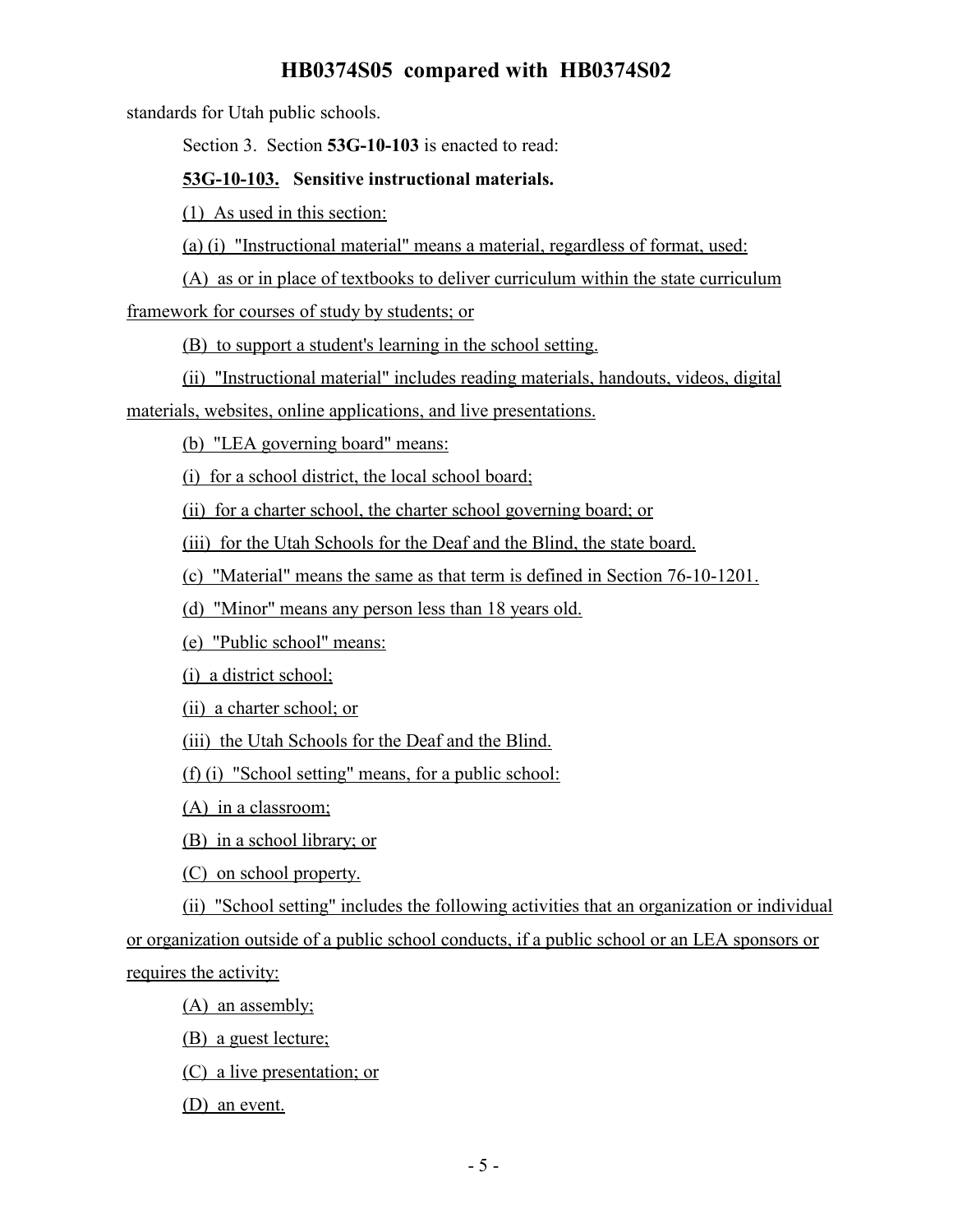standards for Utah public schools.

Section 3. Section **53G-10-103** is enacted to read:

**53G-10-103. Sensitive instructional materials.**

(1) As used in this section:

(a) (i) "Instructional material" means a material, regardless of format, used:

(A) as or in place of textbooks to deliver curriculum within the state curriculum framework for courses of study by students; or

(B) to support a student's learning in the school setting.

(ii) "Instructional material" includes reading materials, handouts, videos, digital materials, websites, online applications, and live presentations.

(b) "LEA governing board" means:

(i) for a school district, the local school board;

(ii) for a charter school, the charter school governing board; or

(iii) for the Utah Schools for the Deaf and the Blind, the state board.

(c) "Material" means the same as that term is defined in Section 76-10-1201.

(d) "Minor" means any person less than 18 years old.

(e) "Public school" means:

(i) a district school;

(ii) a charter school; or

(iii) the Utah Schools for the Deaf and the Blind.

(f) (i) "School setting" means, for a public school:

(A) in a classroom;

(B) in a school library; or

(C) on school property.

(ii) "School setting" includes the following activities that an organization or individual or organization outside of a public school conducts, if a public school or an LEA sponsors or requires the activity:

(A) an assembly;

(B) a guest lecture;

(C) a live presentation; or

(D) an event.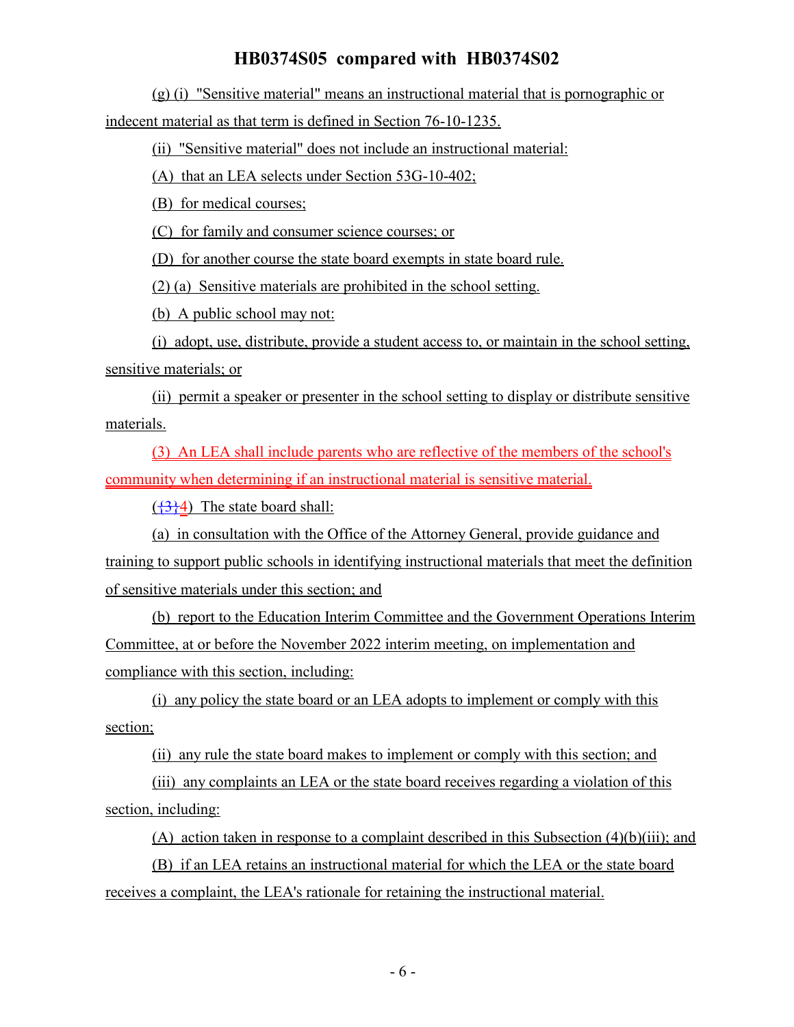(g) (i) "Sensitive material" means an instructional material that is pornographic or indecent material as that term is defined in Section 76-10-1235.

(ii) "Sensitive material" does not include an instructional material:

(A) that an LEA selects under Section 53G-10-402;

(B) for medical courses;

(C) for family and consumer science courses; or

(D) for another course the state board exempts in state board rule.

(2) (a) Sensitive materials are prohibited in the school setting.

(b) A public school may not:

(i) adopt, use, distribute, provide a student access to, or maintain in the school setting, sensitive materials; or

(ii) permit a speaker or presenter in the school setting to display or distribute sensitive materials.

(3) An LEA shall include parents who are reflective of the members of the school's community when determining if an instructional material is sensitive material.

({3}4) The state board shall:

(a) in consultation with the Office of the Attorney General, provide guidance and training to support public schools in identifying instructional materials that meet the definition of sensitive materials under this section; and

(b) report to the Education Interim Committee and the Government Operations Interim Committee, at or before the November 2022 interim meeting, on implementation and compliance with this section, including:

(i) any policy the state board or an LEA adopts to implement or comply with this section;

(ii) any rule the state board makes to implement or comply with this section; and

(iii) any complaints an LEA or the state board receives regarding a violation of this section, including:

(A) action taken in response to a complaint described in this Subsection (4)(b)(iii); and

(B) if an LEA retains an instructional material for which the LEA or the state board receives a complaint, the LEA's rationale for retaining the instructional material.